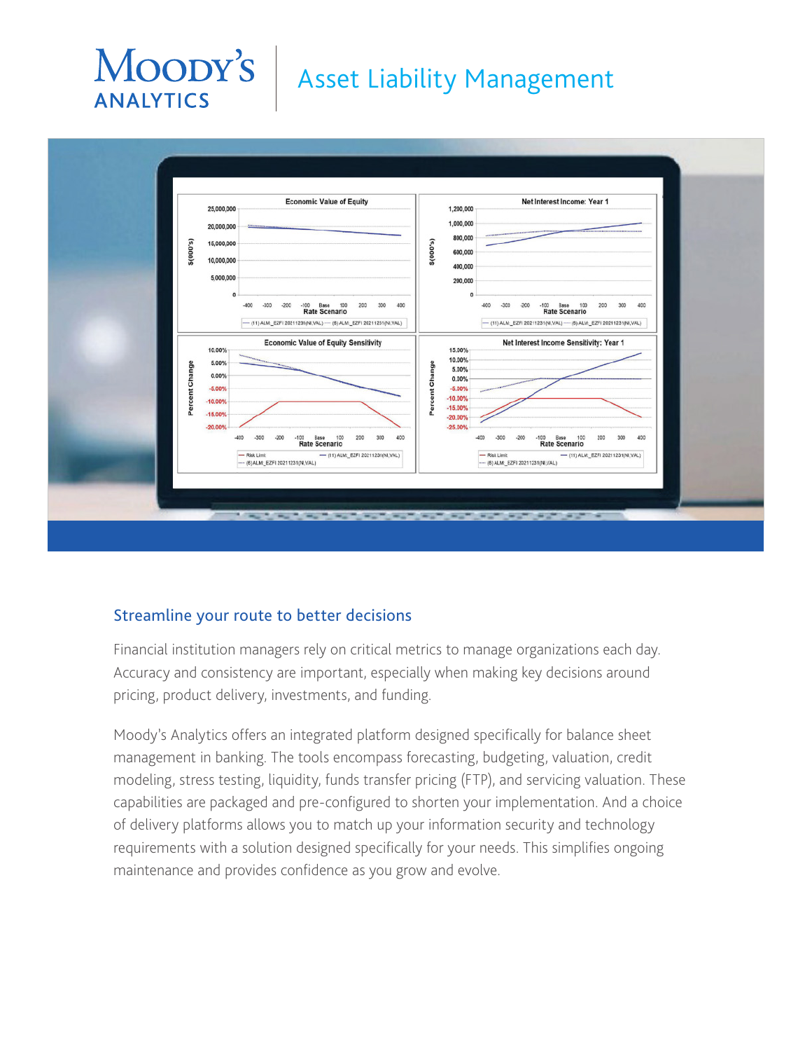# Asset Liability Management

## Streamline your route to better decisions

Financial institution managers rely on critical metrics to manage organizations each day. Accuracy and consistency are important, especially when making key decisions around pricing, product delivery, investments, and funding.

Moody's Analytics offers an integrated platform designed specifically for balance sheet management in banking. The tools encompass forecasting, budgeting, valuation, credit modeling, stress testing, liquidity, funds transfer pricing (FTP), and servicing valuation. These capabilities are packaged and pre-configured to shorten your implementation. And a choice of delivery platforms allows you to match up your information security and technology requirements with a solution designed specifically for your needs. This simplifies ongoing maintenance and provides confidence as you grow and evolve.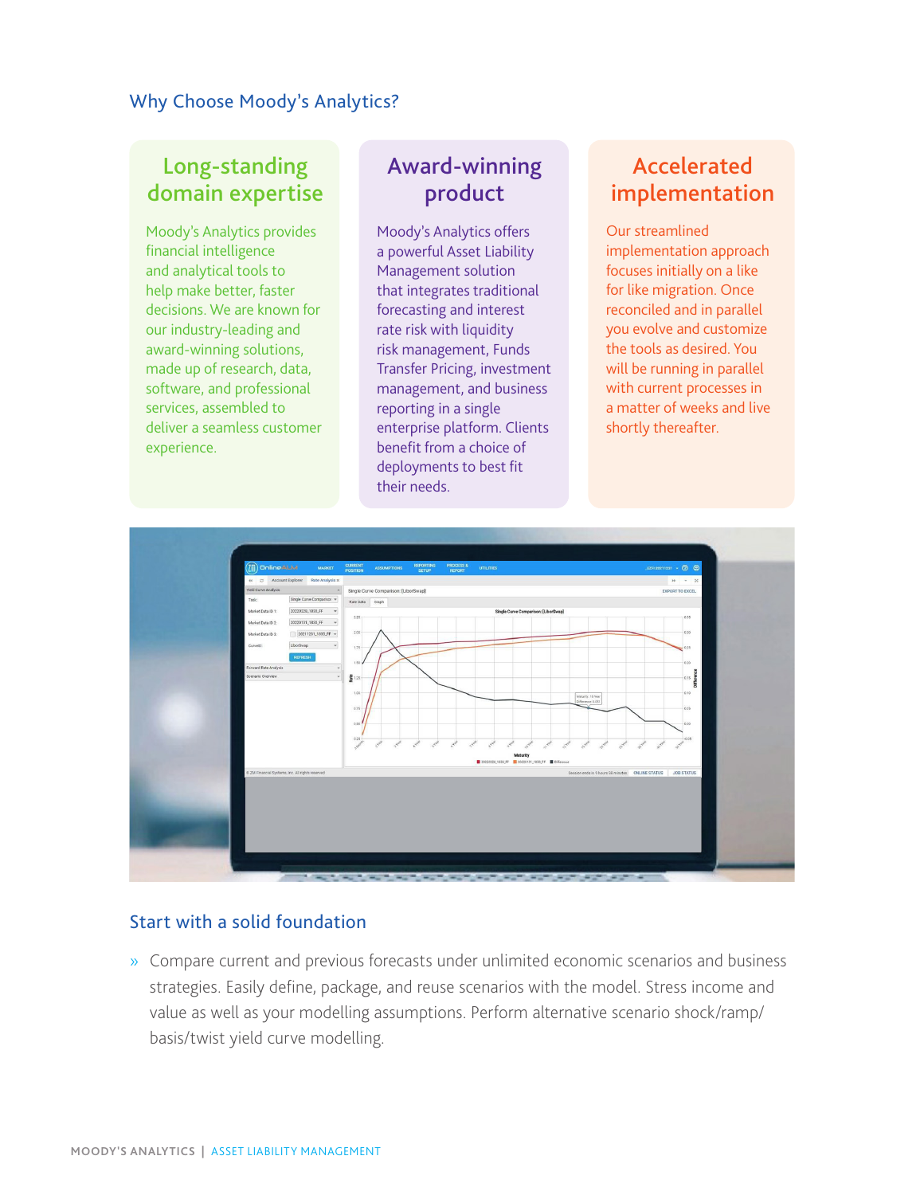## Why Choose Moody's Analytics?

### Long-standing domain expertise

Moody's Analytics provides financial intelligence and analytical tools to help make better, faster decisions. We are known for our industry-leading and award-winning solutions, made up of research, data, software, and professional services, assembled to deliver a seamless customer experience.

### Award-winning product

Moody's Analytics offers a powerful Asset Liability Management solution that integrates traditional forecasting and interest rate risk with liquidity risk management, Funds Transfer Pricing, investment management, and business reporting in a single enterprise platform. Clients benefit from a choice of deployments to best fit their needs.

### Accelerated implementation

Our streamlined implementation approach focuses initially on a like for like migration. Once reconciled and in parallel you evolve and customize the tools as desired. You will be running in parallel with current processes in a matter of weeks and live shortly thereafter.

## Start with a solid foundation

» Compare current and previous forecasts under unlimited economic scenarios and business strategies. Easily define, package, and reuse scenarios with the model. Stress income and value as well as your modelling assumptions. Perform alternative scenario shock/ramp/basis/twist yield curve modelling.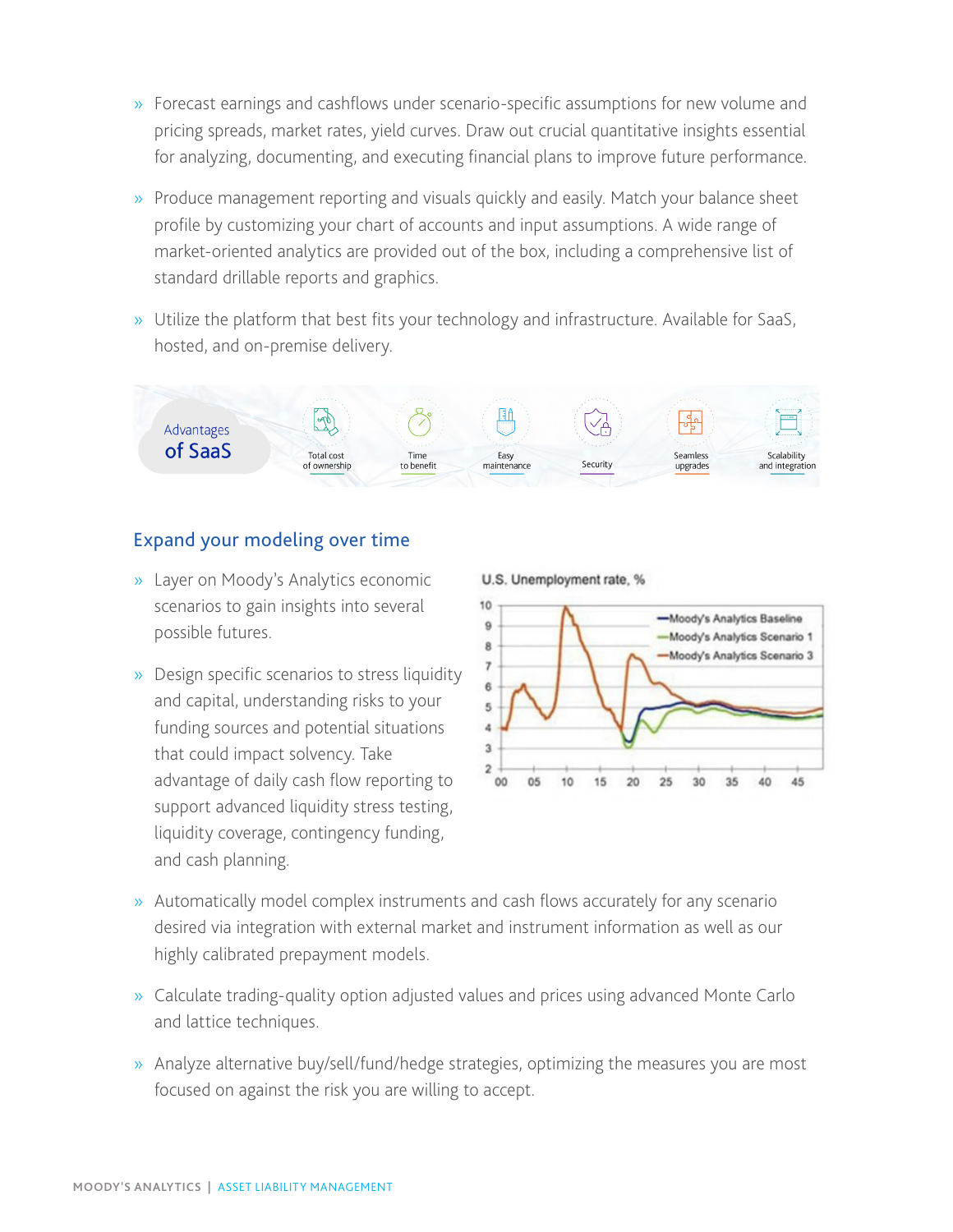- Forecast earnings and cashflows under scenario-specific assumptions for new volume and pricing spreads, market rates, yield curves. Draw out crucial quantitative insights essential for analyzing, documenting, and executing financial plans to improve future performance.
- Produce management reporting and visuals quickly and easily. Match your balance sheet profile by customizing your chart of accounts and input assumptions. A wide range of market-oriented analytics are provided out of the box, including a comprehensive list of standard drillable reports and graphics.
- Utilize the platform that best fits your technology and infrastructure. Available for SaaS, hosted, and on-premise delivery.

**Advantages of SaaS**

- Total cost of ownership
- Time to benefit
- Easy maintenance
- Security
- Seamless upgrades
- Scalability and integration

## Expand your modeling over time

- Layer on Moody's Analytics economic scenarios to gain insights into several possible futures.
- Design specific scenarios to stress liquidity and capital, understanding risks to your funding sources and potential situations that could impact solvency. Take advantage of daily cash flow reporting to support advanced liquidity stress testing, liquidity coverage, contingency funding, and cash planning.

U.S. Unemployment rate, %

(Chart legend: Moody's Analytics Baseline; Moody's Analytics Scenario 1; Moody's Analytics Scenario 3)

- Automatically model complex instruments and cash flows accurately for any scenario desired via integration with external market and instrument information as well as our highly calibrated prepayment models.
- Calculate trading-quality option adjusted values and prices using advanced Monte Carlo and lattice techniques.
- Analyze alternative buy/sell/fund/hedge strategies, optimizing the measures you are most focused on against the risk you are willing to accept.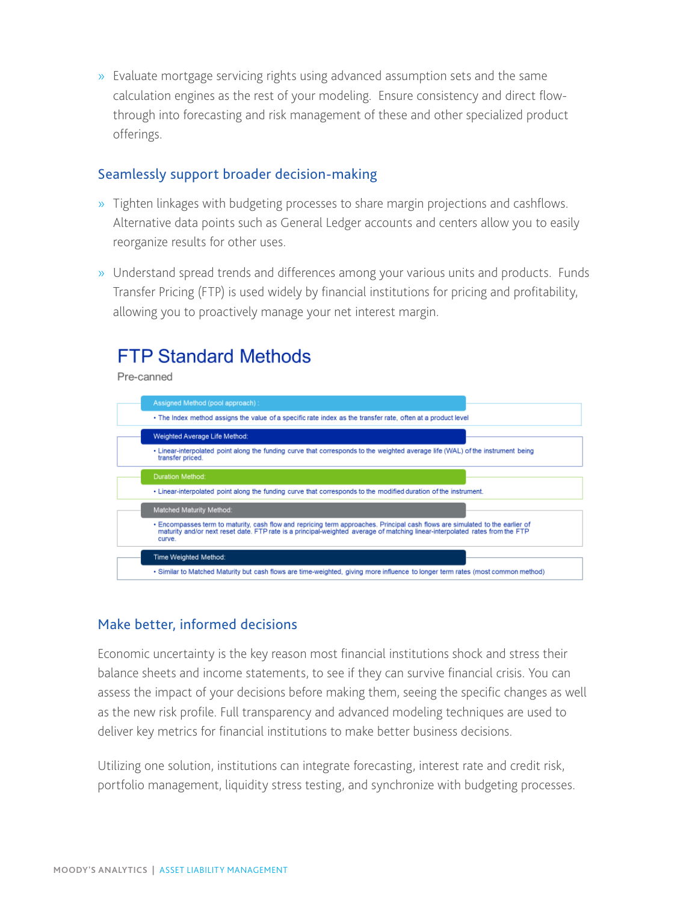- Evaluate mortgage servicing rights using advanced assumption sets and the same calculation engines as the rest of your modeling. Ensure consistency and direct flow-through into forecasting and risk management of these and other specialized product offerings.

### Seamlessly support broader decision-making

- Tighten linkages with budgeting processes to share margin projections and cashflows. Alternative data points such as General Ledger accounts and centers allow you to easily reorganize results for other uses.

- Understand spread trends and differences among your various units and products. Funds Transfer Pricing (FTP) is used widely by financial institutions for pricing and profitability, allowing you to proactively manage your net interest margin.

## FTP Standard Methods

Pre-canned

**Assigned Method (pool approach) :**
- The Index method assigns the value of a specific rate index as the transfer rate, often at a product level

**Weighted Average Life Method:**
- Linear-interpolated point along the funding curve that corresponds to the weighted average life (WAL) of the instrument being transfer priced.

**Duration Method:**
- Linear-interpolated point along the funding curve that corresponds to the modified duration of the instrument.

**Matched Maturity Method:**
- Encompasses term to maturity, cash flow and repricing term approaches. Principal cash flows are simulated to the earlier of maturity and/or next reset date. FTP rate is a principal-weighted average of matching linear-interpolated rates from the FTP curve.

**Time Weighted Method:**
- Similar to Matched Maturity but cash flows are time-weighted, giving more influence to longer term rates (most common method)

### Make better, informed decisions

Economic uncertainty is the key reason most financial institutions shock and stress their balance sheets and income statements, to see if they can survive financial crisis. You can assess the impact of your decisions before making them, seeing the specific changes as well as the new risk profile. Full transparency and advanced modeling techniques are used to deliver key metrics for financial institutions to make better business decisions.

Utilizing one solution, institutions can integrate forecasting, interest rate and credit risk, portfolio management, liquidity stress testing, and synchronize with budgeting processes.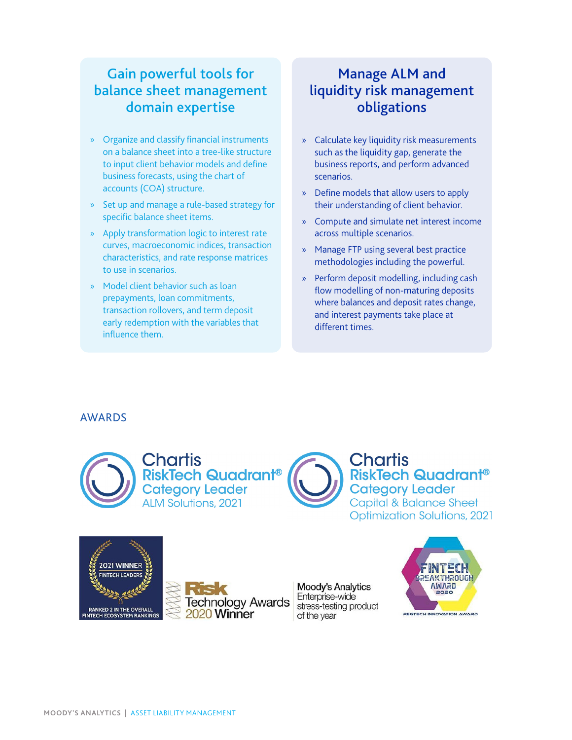## Gain powerful tools for balance sheet management domain expertise

- Organize and classify financial instruments on a balance sheet into a tree-like structure to input client behavior models and define business forecasts, using the chart of accounts (COA) structure.
- Set up and manage a rule-based strategy for specific balance sheet items.
- Apply transformation logic to interest rate curves, macroeconomic indices, transaction characteristics, and rate response matrices to use in scenarios.
- Model client behavior such as loan prepayments, loan commitments, transaction rollovers, and term deposit early redemption with the variables that influence them.

## Manage ALM and liquidity risk management obligations

- Calculate key liquidity risk measurements such as the liquidity gap, generate the business reports, and perform advanced scenarios.
- Define models that allow users to apply their understanding of client behavior.
- Compute and simulate net interest income across multiple scenarios.
- Manage FTP using several best practice methodologies including the powerful.
- Perform deposit modelling, including cash flow modelling of non-maturing deposits where balances and deposit rates change, and interest payments take place at different times.

## AWARDS

Chartis RiskTech Quadrant® Category Leader ALM Solutions, 2021

Chartis RiskTech Quadrant® Category Leader Capital & Balance Sheet Optimization Solutions, 2021

2021 WINNER FINTECH LEADERS — RANKED 2 IN THE OVERALL FINTECH ECOSYSTEM RANKINGS

Risk Technology Awards 2020 Winner — Moody's Analytics Enterprise-wide stress-testing product of the year

FINTECH BREAKTHROUGH AWARD 2020 — REGTECH INNOVATION AWARD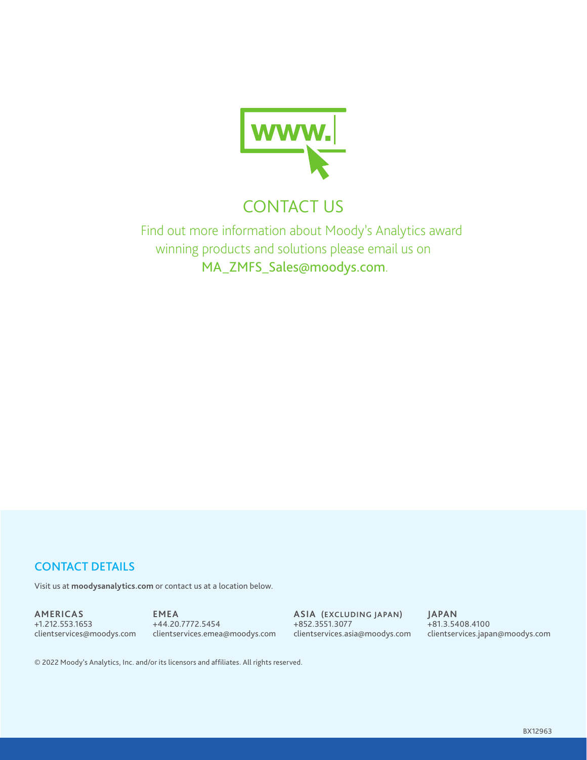## CONTACT US

Find out more information about Moody's Analytics award winning products and solutions please email us on MA_ZMFS_Sales@moodys.com.

## CONTACT DETAILS

Visit us at **moodysanalytics.com** or contact us at a location below.

**AMERICAS**
+1.212.553.1653
clientservices@moodys.com

**EMEA**
+44.20.7772.5454
clientservices.emea@moodys.com

**ASIA (EXCLUDING JAPAN)**
+852.3551.3077
clientservices.asia@moodys.com

**JAPAN**
+81.3.5408.4100
clientservices.japan@moodys.com

© 2022 Moody's Analytics, Inc. and/or its licensors and affiliates. All rights reserved.

BX12963